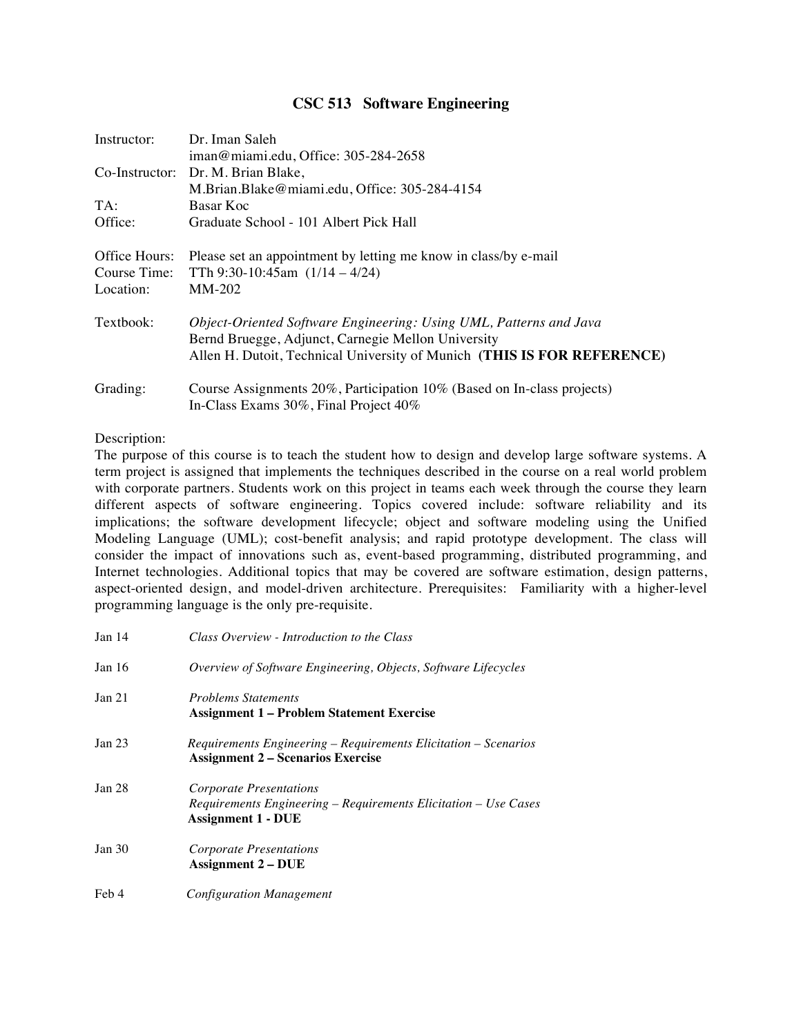# CSC 513 Software Engineering

| | |
|---|---|
| Instructor: | Dr. Iman Saleh<br>iman@miami.edu, Office: 305-284-2658 |
| Co-Instructor: | Dr. M. Brian Blake,<br>M.Brian.Blake@miami.edu, Office: 305-284-4154 |
| TA: | Basar Koc |
| Office: | Graduate School - 101 Albert Pick Hall |
| Office Hours: | Please set an appointment by letting me know in class/by e-mail |
| Course Time: | TTh 9:30-10:45am (1/14 – 4/24) |
| Location: | MM-202 |
| Textbook: | *Object-Oriented Software Engineering: Using UML, Patterns and Java*<br>Bernd Bruegge, Adjunct, Carnegie Mellon University<br>Allen H. Dutoit, Technical University of Munich **(THIS IS FOR REFERENCE)** |
| Grading: | Course Assignments 20%, Participation 10% (Based on In-class projects)<br>In-Class Exams 30%, Final Project 40% |

Description:

The purpose of this course is to teach the student how to design and develop large software systems. A term project is assigned that implements the techniques described in the course on a real world problem with corporate partners. Students work on this project in teams each week through the course they learn different aspects of software engineering. Topics covered include: software reliability and its implications; the software development lifecycle; object and software modeling using the Unified Modeling Language (UML); cost-benefit analysis; and rapid prototype development. The class will consider the impact of innovations such as, event-based programming, distributed programming, and Internet technologies. Additional topics that may be covered are software estimation, design patterns, aspect-oriented design, and model-driven architecture. Prerequisites: Familiarity with a higher-level programming language is the only pre-requisite.

| | |
|---|---|
| Jan 14 | *Class Overview - Introduction to the Class* |
| Jan 16 | *Overview of Software Engineering, Objects, Software Lifecycles* |
| Jan 21 | *Problems Statements*<br>**Assignment 1 – Problem Statement Exercise** |
| Jan 23 | *Requirements Engineering – Requirements Elicitation – Scenarios*<br>**Assignment 2 – Scenarios Exercise** |
| Jan 28 | *Corporate Presentations*<br>*Requirements Engineering – Requirements Elicitation – Use Cases*<br>**Assignment 1 - DUE** |
| Jan 30 | *Corporate Presentations*<br>**Assignment 2 – DUE** |
| Feb 4 | *Configuration Management* |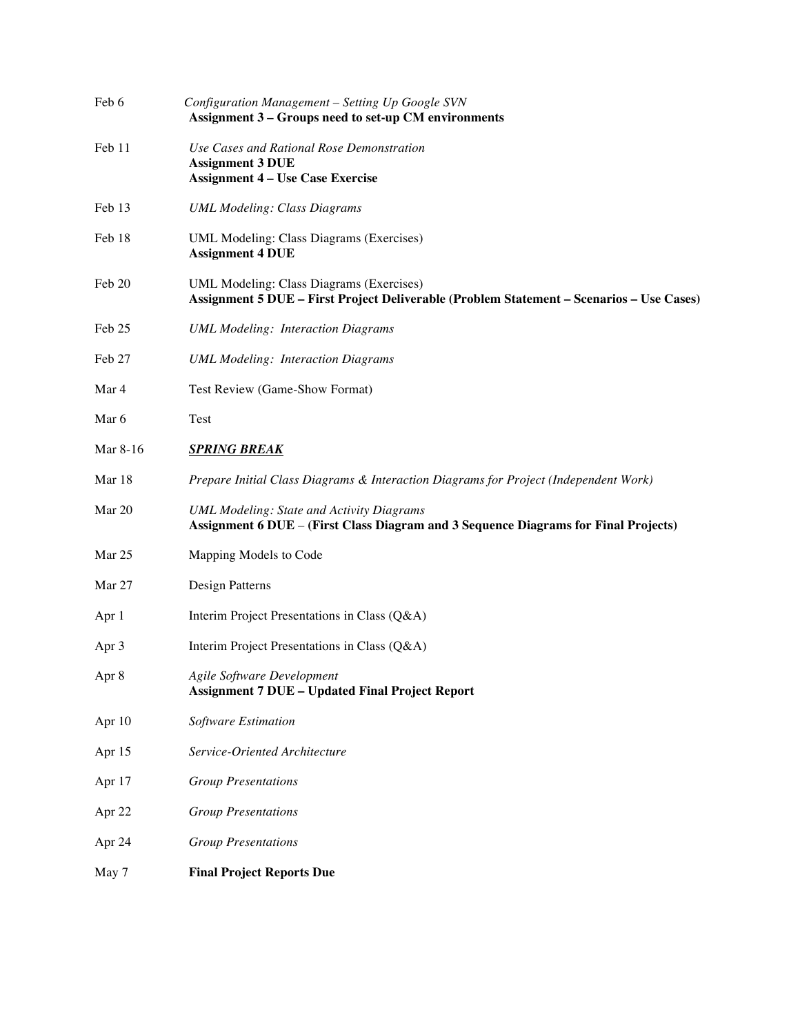| | |
|---|---|
| Feb 6 | *Configuration Management – Setting Up Google SVN*<br>**Assignment 3 – Groups need to set-up CM environments** |
| Feb 11 | *Use Cases and Rational Rose Demonstration*<br>**Assignment 3 DUE**<br>**Assignment 4 – Use Case Exercise** |
| Feb 13 | *UML Modeling: Class Diagrams* |
| Feb 18 | UML Modeling: Class Diagrams (Exercises)<br>**Assignment 4 DUE** |
| Feb 20 | UML Modeling: Class Diagrams (Exercises)<br>**Assignment 5 DUE – First Project Deliverable (Problem Statement – Scenarios – Use Cases)** |
| Feb 25 | *UML Modeling: Interaction Diagrams* |
| Feb 27 | *UML Modeling: Interaction Diagrams* |
| Mar 4 | Test Review (Game-Show Format) |
| Mar 6 | Test |
| Mar 8-16 | ***SPRING BREAK*** |
| Mar 18 | *Prepare Initial Class Diagrams & Interaction Diagrams for Project (Independent Work)* |
| Mar 20 | *UML Modeling: State and Activity Diagrams*<br>**Assignment 6 DUE** – **(First Class Diagram and 3 Sequence Diagrams for Final Projects)** |
| Mar 25 | Mapping Models to Code |
| Mar 27 | Design Patterns |
| Apr 1 | Interim Project Presentations in Class (Q&A) |
| Apr 3 | Interim Project Presentations in Class (Q&A) |
| Apr 8 | *Agile Software Development*<br>**Assignment 7 DUE – Updated Final Project Report** |
| Apr 10 | *Software Estimation* |
| Apr 15 | *Service-Oriented Architecture* |
| Apr 17 | *Group Presentations* |
| Apr 22 | *Group Presentations* |
| Apr 24 | *Group Presentations* |
| May 7 | **Final Project Reports Due** |